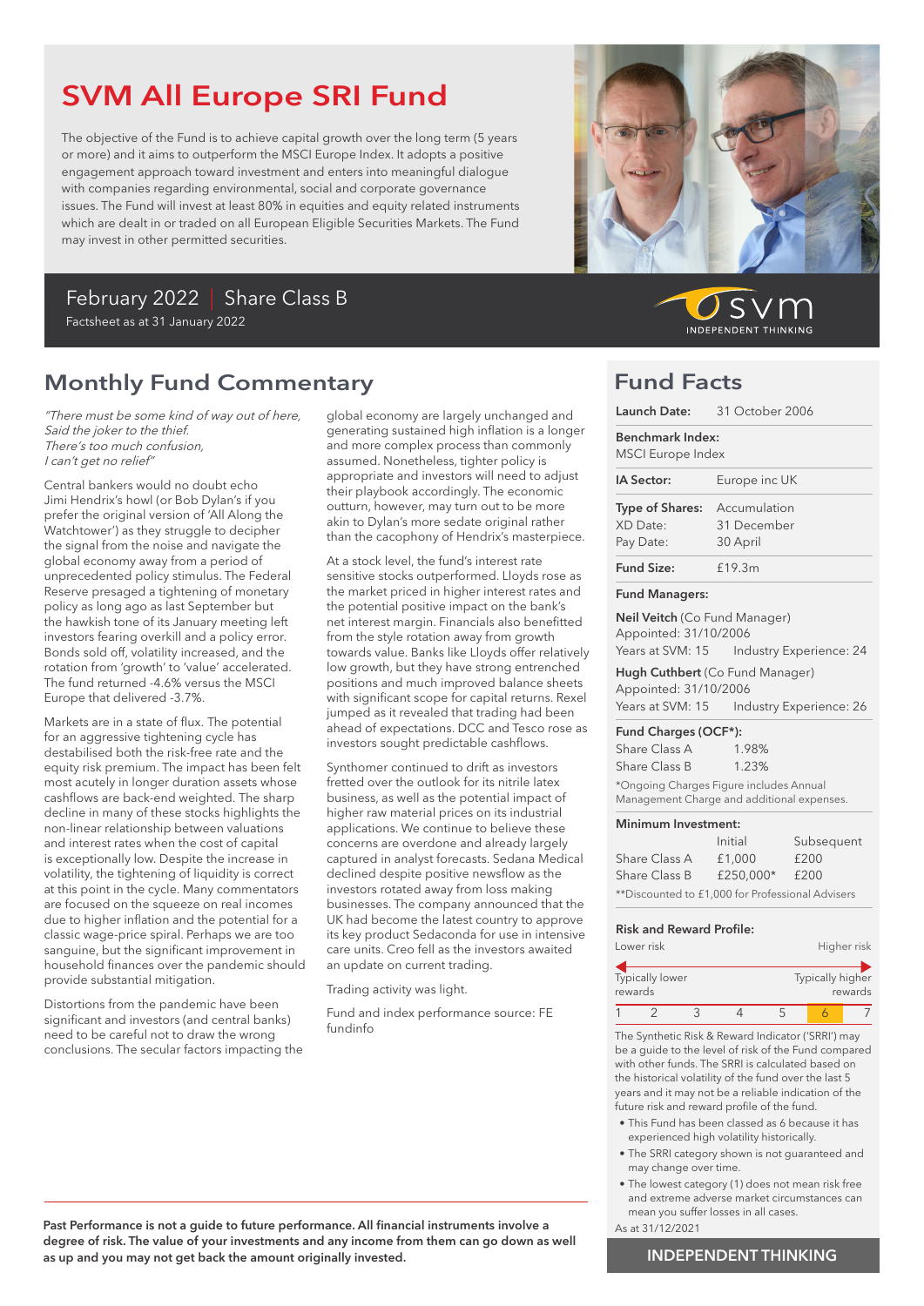# SVM All Europe SRI Fund

The objective of the Fund is to achieve capital growth over the long term (5 years or more) and it aims to outperform the MSCI Europe Index. It aims to apply a positive engagement approach toward investment and enters into meaningful dialogue with companies regarding environmental, social and corporate governance issues. The Fund will invest at least 80% in equities and equity related instruments which are dealt in or traded on all European Eligible Securities Markets. The Fund may invest in other permitted securities.

February 2022 | Share Class B

Factsheet as at 31 January 2022

svm INDEPENDENT THINKING

## Monthly Fund Commentary

*"There must be some kind of way out of here,*
*Said the joker to the thief.*
*There's too much confusion,*
*I can't get no relief"*

Central bankers would no doubt echo Jimi Hendrix's howl (or Bob Dylan's if you prefer the original version of 'All Along the Watchtower') as they struggle to decipher the signal from the noise and navigate the global economy away from a period of unprecedented policy stimulus. The Federal Reserve presaged a tightening of monetary policy as long ago as last September but the hawkish tone of its January meeting left investors fearing overkill and a policy error. Bonds sold off, volatility increased, and the rotation from 'growth' to 'value' accelerated. The fund returned -4.6% versus the MSCI Europe that delivered -3.7%.

Markets are in a state of flux. The potential for an aggressive tightening cycle has destabilised both the risk-free rate and the equity risk premium. The impact has been felt most acutely in longer duration assets whose cashflows are back-end weighted. The sharp decline in many of these stocks highlights the non-linear relationship between valuations and interest rates when the cost of capital is exceptionally low. Despite the increase in volatility, the tightening of liquidity is correct at this point in the cycle. Many commentators are focused on the squeeze on real incomes due to higher inflation and the potential for a classic wage-price spiral. Perhaps we are too sanguine, but the significant improvement in household finances over the pandemic should provide substantial mitigation.

Distortions from the pandemic have been significant and investors (and central banks) need to be careful not to draw the wrong conclusions. The secular factors impacting the global economy are largely unchanged and generating sustained high inflation is a longer and more complex process than commonly assumed. Nonetheless, tighter policy is appropriate and investors will need to adjust their playbook accordingly. The economic outturn, however, may turn out to be more akin to Dylan's more sedate original rather than the cacophony of Hendrix's masterpiece.

At a stock level, the fund's interest rate sensitive stocks outperformed. Lloyds rose as the market priced in higher interest rates and the potential positive impact on the bank's net interest margin. Financials also benefitted from the style rotation away from growth towards value. Banks like Lloyds offer relatively low growth, but they have strong entrenched positions and much improved balance sheets with significant scope for capital returns. Rexel jumped as it revealed that trading had been ahead of expectations. DCC and Tesco rose as investors sought predictable cashflows.

Synthomer continued to drift as investors fretted over the outlook for its nitrile latex business, as well as the potential impact of higher raw material prices on its industrial applications. We continue to believe these concerns are overdone and already largely captured in analyst forecasts. Sedana Medical declined despite positive newsflow as the investors rotated away from loss making businesses. The company announced that the UK had become the latest country to approve its key product Sedaconda for use in intensive care units. Creo fell as the investors awaited an update on current trading.

Trading activity was light.

Fund and index performance source: FE fundinfo

**Past Performance is not a guide to future performance. All financial instruments involve a degree of risk. The value of your investments and any income from them can go down as well as up and you may not get back the amount originally invested.**

## Fund Facts

**Launch Date:** 31 October 2006

**Benchmark Index:** MSCI Europe Index

**IA Sector:** Europe inc UK

**Type of Shares:** Accumulation
XD Date: 31 December
Pay Date: 30 April

**Fund Size:** £19.3m

**Fund Managers:**

**Neil Veitch** (Co Fund Manager)
Appointed: 31/10/2006
Years at SVM: 15 Industry Experience: 24

**Hugh Cuthbert** (Co Fund Manager)
Appointed: 31/10/2006
Years at SVM: 15 Industry Experience: 26

**Fund Charges (OCF*):**

| | |
|---|---|
| Share Class A | 1.98% |
| Share Class B | 1.23% |

*Ongoing Charges Figure includes Annual Management Charge and additional expenses.

**Minimum Investment:**

| | Initial | Subsequent |
|---|---|---|
| Share Class A | £1,000 | £200 |
| Share Class B | £250,000* | £200 |

**Discounted to £1,000 for Professional Advisers

**Risk and Reward Profile:**

Lower risk — Higher risk

Typically lower rewards — Typically higher rewards

1 2 3 4 5 **6** 7

The Synthetic Risk & Reward Indicator ('SRRI') may be a guide to the level of risk of the Fund compared with other funds. The SRRI is calculated based on the historical volatility of the fund over the last 5 years and it may not be a reliable indication of the future risk and reward profile of the fund.

- This Fund has been classed as 6 because it has experienced high volatility historically.
- The SRRI category shown is not guaranteed and may change over time.
- The lowest category (1) does not mean risk free and extreme adverse market circumstances can mean you suffer losses in all cases.

As at 31/12/2021

INDEPENDENT THINKING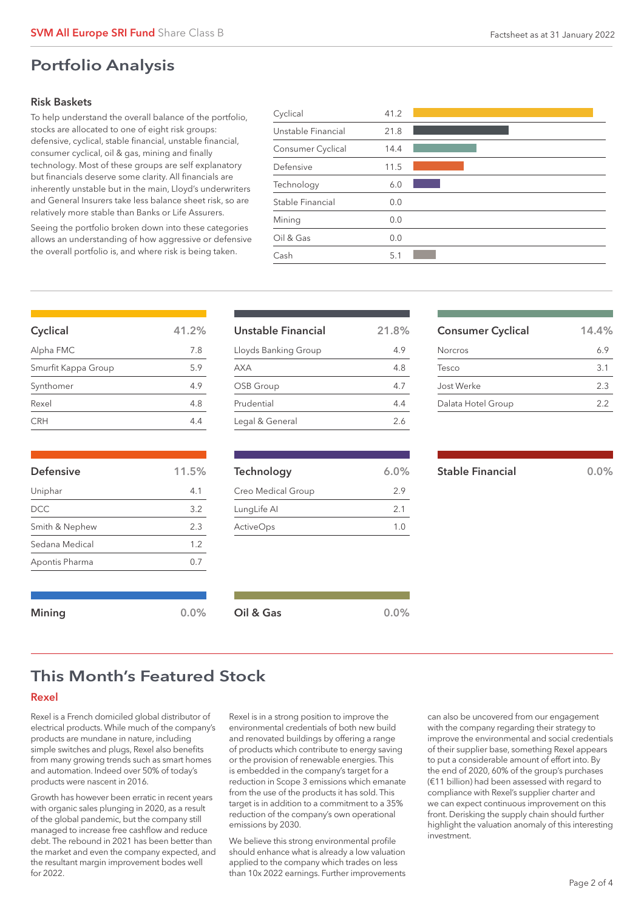# Portfolio Analysis

### Risk Baskets

To help understand the overall balance of the portfolio, stocks are allocated to one of eight risk groups: defensive, cyclical, stable financial, unstable financial, consumer cyclical, oil & gas, mining and finally technology. Most of these groups are self explanatory but financials deserve some clarity. All financials are inherently unstable but in the main, Lloyd's underwriters and General Insurers take less balance sheet risk, so are relatively more stable than Banks or Life Assurers.

Seeing the portfolio broken down into these categories allows an understanding of how aggressive or defensive the overall portfolio is, and where risk is being taken.

| Risk Basket | % |
|---|---|
| Cyclical | 41.2 |
| Unstable Financial | 21.8 |
| Consumer Cyclical | 14.4 |
| Defensive | 11.5 |
| Technology | 6.0 |
| Stable Financial | 0.0 |
| Mining | 0.0 |
| Oil & Gas | 0.0 |
| Cash | 5.1 |

| Cyclical | 41.2% |
|---|---|
| Alpha FMC | 7.8 |
| Smurfit Kappa Group | 5.9 |
| Synthomer | 4.9 |
| Rexel | 4.8 |
| CRH | 4.4 |

| Unstable Financial | 21.8% |
|---|---|
| Lloyds Banking Group | 4.9 |
| AXA | 4.8 |
| OSB Group | 4.7 |
| Prudential | 4.4 |
| Legal & General | 2.6 |

| Consumer Cyclical | 14.4% |
|---|---|
| Norcros | 6.9 |
| Tesco | 3.1 |
| Jost Werke | 2.3 |
| Dalata Hotel Group | 2.2 |

| Defensive | 11.5% |
|---|---|
| Uniphar | 4.1 |
| DCC | 3.2 |
| Smith & Nephew | 2.3 |
| Sedana Medical | 1.2 |
| Apontis Pharma | 0.7 |

| Technology | 6.0% |
|---|---|
| Creo Medical Group | 2.9 |
| LungLife AI | 2.1 |
| ActiveOps | 1.0 |

| Stable Financial | 0.0% |
|---|---|

| Mining | 0.0% |
|---|---|

| Oil & Gas | 0.0% |
|---|---|

# This Month's Featured Stock

### Rexel

Rexel is a French domiciled global distributor of electrical products. While much of the company's products are mundane in nature, including simple switches and plugs, Rexel also benefits from many growing trends such as smart homes and automation. Indeed over 50% of today's products were nascent in 2016.

Growth has however been erratic in recent years with organic sales plunging in 2020, as a result of the global pandemic, but the company still managed to increase free cashflow and reduce debt. The rebound in 2021 has been better than the market and even the company expected, and the resultant margin improvement bodes well for 2022.

Rexel is in a strong position to improve the environmental credentials of both new build and renovated buildings by offering a range of products which contribute to energy saving or the provision of renewable energies. This is embedded in the company's target for a reduction in Scope 3 emissions which emanate from the use of the products it has sold. This target is in addition to a commitment to a 35% reduction of the company's own operational emissions by 2030.

We believe this strong environmental profile should enhance what is already a low valuation applied to the company which trades on less than 10x 2022 earnings. Further improvements can also be uncovered from our engagement with the company regarding their strategy to improve the environmental and social credentials of their supplier base, something Rexel appears to put a considerable amount of effort into. By the end of 2020, 60% of the group's purchases (€11 billion) had been assessed with regard to compliance with Rexel's supplier charter and we can expect continuous improvement on this front. Derisking the supply chain should further highlight the valuation anomaly of this interesting investment.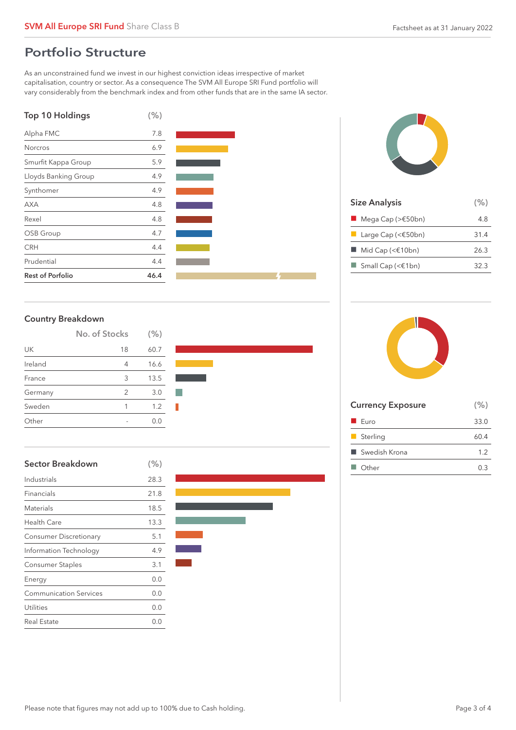## Portfolio Structure

As an unconstrained fund we invest in our highest conviction ideas irrespective of market capitalisation, country or sector. As a consequence The SVM All Europe SRI Fund portfolio will vary considerably from the benchmark index and from other funds that are in the same IA sector.

### Top 10 Holdings

| Top 10 Holdings | (%) |
|---|---|
| Alpha FMC | 7.8 |
| Norcros | 6.9 |
| Smurfit Kappa Group | 5.9 |
| Lloyds Banking Group | 4.9 |
| Synthomer | 4.9 |
| AXA | 4.8 |
| Rexel | 4.8 |
| OSB Group | 4.7 |
| CRH | 4.4 |
| Prudential | 4.4 |
| **Rest of Porfolio** | **46.4** |

### Size Analysis

| Size Analysis | (%) |
|---|---|
| Mega Cap (>€50bn) | 4.8 |
| Large Cap (<€50bn) | 31.4 |
| Mid Cap (<€10bn) | 26.3 |
| Small Cap (<€1bn) | 32.3 |

### Country Breakdown

| | No. of Stocks | (%) |
|---|---|---|
| UK | 18 | 60.7 |
| Ireland | 4 | 16.6 |
| France | 3 | 13.5 |
| Germany | 2 | 3.0 |
| Sweden | 1 | 1.2 |
| Other | - | 0.0 |

### Currency Exposure

| Currency Exposure | (%) |
|---|---|
| Euro | 33.0 |
| Sterling | 60.4 |
| Swedish Krona | 1.2 |
| Other | 0.3 |

### Sector Breakdown

| Sector Breakdown | (%) |
|---|---|
| Industrials | 28.3 |
| Financials | 21.8 |
| Materials | 18.5 |
| Health Care | 13.3 |
| Consumer Discretionary | 5.1 |
| Information Technology | 4.9 |
| Consumer Staples | 3.1 |
| Energy | 0.0 |
| Communication Services | 0.0 |
| Utilities | 0.0 |
| Real Estate | 0.0 |

Please note that figures may not add up to 100% due to Cash holding.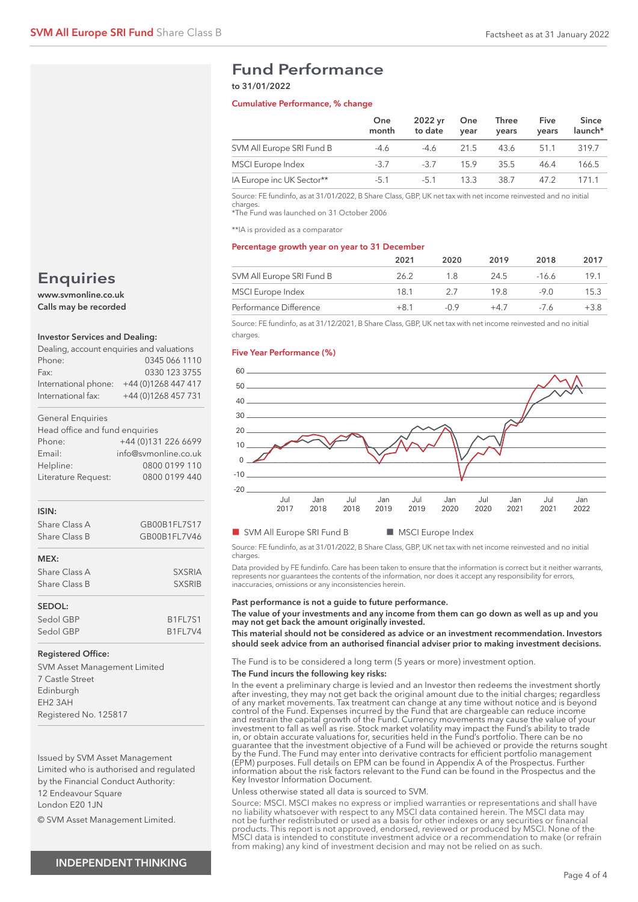# Fund Performance

to 31/01/2022

### Cumulative Performance, % change

| | One month | 2022 yr to date | One year | Three years | Five years | Since launch* |
|---|---|---|---|---|---|---|
| SVM All Europe SRI Fund B | -4.6 | -4.6 | 21.5 | 43.6 | 51.1 | 319.7 |
| MSCI Europe Index | -3.7 | -3.7 | 15.9 | 35.5 | 46.4 | 166.5 |
| IA Europe inc UK Sector** | -5.1 | -5.1 | 13.3 | 38.7 | 47.2 | 171.1 |

Source: FE fundinfo, as at 31/01/2022, B Share Class, GBP, UK net tax with net income reinvested and no initial charges.
*The Fund was launched on 31 October 2006

**IA is provided as a comparator

### Percentage growth year on year to 31 December

| | 2021 | 2020 | 2019 | 2018 | 2017 |
|---|---|---|---|---|---|
| SVM All Europe SRI Fund B | 26.2 | 1.8 | 24.5 | -16.6 | 19.1 |
| MSCI Europe Index | 18.1 | 2.7 | 19.8 | -9.0 | 15.3 |
| Performance Difference | +8.1 | -0.9 | +4.7 | -7.6 | +3.8 |

Source: FE fundinfo, as at 31/12/2021, B Share Class, GBP, UK net tax with net income reinvested and no initial charges.

### Five Year Performance (%)

60
50
40
30
20
10
0
-10
-20

Jul 2017
Jan 2018
Jul 2018
Jan 2019
Jul 2019
Jan 2020
Jul 2020
Jan 2021
Jul 2021
Jan 2022

SVM All Europe SRI Fund B
MSCI Europe Index

Source: FE fundinfo, as at 31/01/2022, B Share Class, GBP, UK net tax with net income reinvested and no initial charges.

Data provided by FE fundinfo. Care has been taken to ensure that the information is correct but it neither warrants, represents nor guarantees the contents of the information, nor does it accept any responsibility for errors, inaccuracies, omissions or any inconsistencies herein.

**Past performance is not a guide to future performance.**

**The value of your investments and any income from them can go down as well as up and you may not get back the amount originally invested.**

**This material should not be considered as advice or an investment recommendation. Investors should seek advice from an authorised financial adviser prior to making investment decisions.**

The Fund is to be considered a long term (5 years or more) investment option.

**The Fund incurs the following key risks:**

In the event a preliminary charge is levied and an Investor then redeems the investment shortly after investing, they may not get back the original amount due to the initial charges; regardless of any market movements. Tax treatment can change at any time without notice and is beyond control of the Fund. Expenses incurred by the Fund that are chargeable can reduce income and restrain the capital growth of the Fund. Currency movements may cause the value of your investment to fall as well as rise. Stock market volatility may impact the Fund's ability to trade in, or obtain accurate valuations for, securities held in the Fund's portfolio. There can be no guarantee that the investment objective of a Fund will be achieved or provide the returns sought by the Fund. The Fund may enter into derivative contracts for efficient portfolio management (EPM) purposes. Full details on EPM can be found in Appendix A of the Prospectus. Further information about the risk factors relevant to the Fund can be found in the Prospectus and the Key Investor Information Document.

Unless otherwise stated all data is sourced to SVM.

Source: MSCI. MSCI makes no express or implied warranties or representations and shall have no liability whatsoever with respect to any MSCI data contained herein. The MSCI data may not be further redistributed or used as a basis for other indexes or any securities or financial products. This report is not approved, endorsed, reviewed or produced by MSCI. None of the MSCI data is intended to constitute investment advice or a recommendation to make (or refrain from making) any kind of investment decision and may not be relied on as such.

## Enquiries

**www.svmonline.co.uk**
**Calls may be recorded**

**Investor Services and Dealing:**

Dealing, account enquiries and valuations

| | |
|---|---|
| Phone: | 0345 066 1110 |
| Fax: | 0330 123 3755 |
| International phone: | +44 (0)1268 447 417 |
| International fax: | +44 (0)1268 457 731 |

General Enquiries
Head office and fund enquiries

| | |
|---|---|
| Phone: | +44 (0)131 226 6699 |
| Email: | info@svmonline.co.uk |
| Helpline: | 0800 0199 110 |
| Literature Request: | 0800 0199 440 |

**ISIN:**

| | |
|---|---|
| Share Class A | GB00B1FL7S17 |
| Share Class B | GB00B1FL7V46 |

**MEX:**

| | |
|---|---|
| Share Class A | SXSRIA |
| Share Class B | SXSRIB |

**SEDOL:**

| | |
|---|---|
| Sedol GBP | B1FL7S1 |
| Sedol GBP | B1FL7V4 |

**Registered Office:**

SVM Asset Management Limited
7 Castle Street
Edinburgh
EH2 3AH
Registered No. 125817

Issued by SVM Asset Management Limited who is authorised and regulated by the Financial Conduct Authority:
12 Endeavour Square
London E20 1JN

© SVM Asset Management Limited.

**INDEPENDENT THINKING**